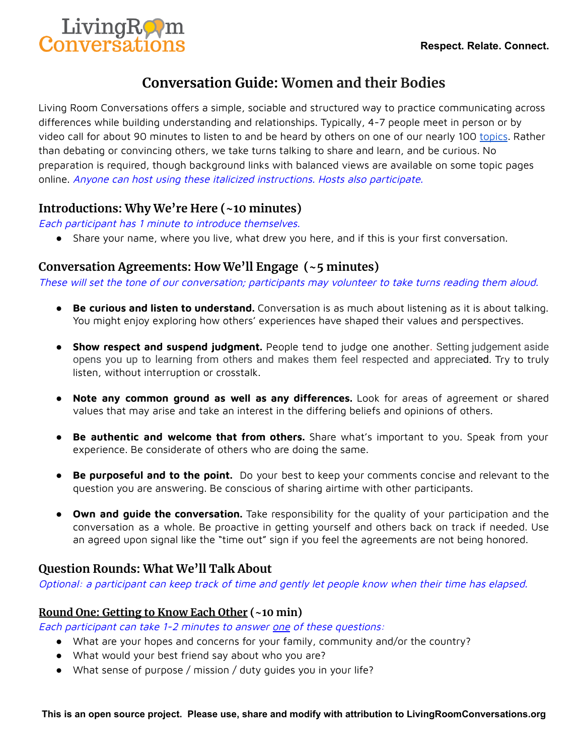LivingRoom Conversations

**Respect. Relate. Connect.**

# Conversation Guide: Women and their Bodies

Living Room Conversations offers a simple, sociable and structured way to practice communicating across differences while building understanding and relationships. Typically, 4-7 people meet in person or by video call for about 90 minutes to listen to and be heard by others on one of our nearly 100 topics. Rather than debating or convincing others, we take turns talking to share and learn, and be curious. No preparation is required, though background links with balanced views are available on some topic pages online. *Anyone can host using these italicized instructions. Hosts also participate.*

## Introductions: Why We're Here (~10 minutes)

*Each participant has 1 minute to introduce themselves.*

- Share your name, where you live, what drew you here, and if this is your first conversation.

## Conversation Agreements: How We'll Engage (~5 minutes)

*These will set the tone of our conversation; participants may volunteer to take turns reading them aloud.*

- **Be curious and listen to understand.** Conversation is as much about listening as it is about talking. You might enjoy exploring how others' experiences have shaped their values and perspectives.
- **Show respect and suspend judgment.** People tend to judge one another. Setting judgement aside opens you up to learning from others and makes them feel respected and appreciated. Try to truly listen, without interruption or crosstalk.
- **Note any common ground as well as any differences.** Look for areas of agreement or shared values that may arise and take an interest in the differing beliefs and opinions of others.
- **Be authentic and welcome that from others.** Share what's important to you. Speak from your experience. Be considerate of others who are doing the same.
- **Be purposeful and to the point.** Do your best to keep your comments concise and relevant to the question you are answering. Be conscious of sharing airtime with other participants.
- **Own and guide the conversation.** Take responsibility for the quality of your participation and the conversation as a whole. Be proactive in getting yourself and others back on track if needed. Use an agreed upon signal like the "time out" sign if you feel the agreements are not being honored.

## Question Rounds: What We'll Talk About

*Optional: a participant can keep track of time and gently let people know when their time has elapsed.*

### Round One: Getting to Know Each Other (~10 min)

*Each participant can take 1-2 minutes to answer one of these questions:*

- What are your hopes and concerns for your family, community and/or the country?
- What would your best friend say about who you are?
- What sense of purpose / mission / duty guides you in your life?

**This is an open source project. Please use, share and modify with attribution to LivingRoomConversations.org**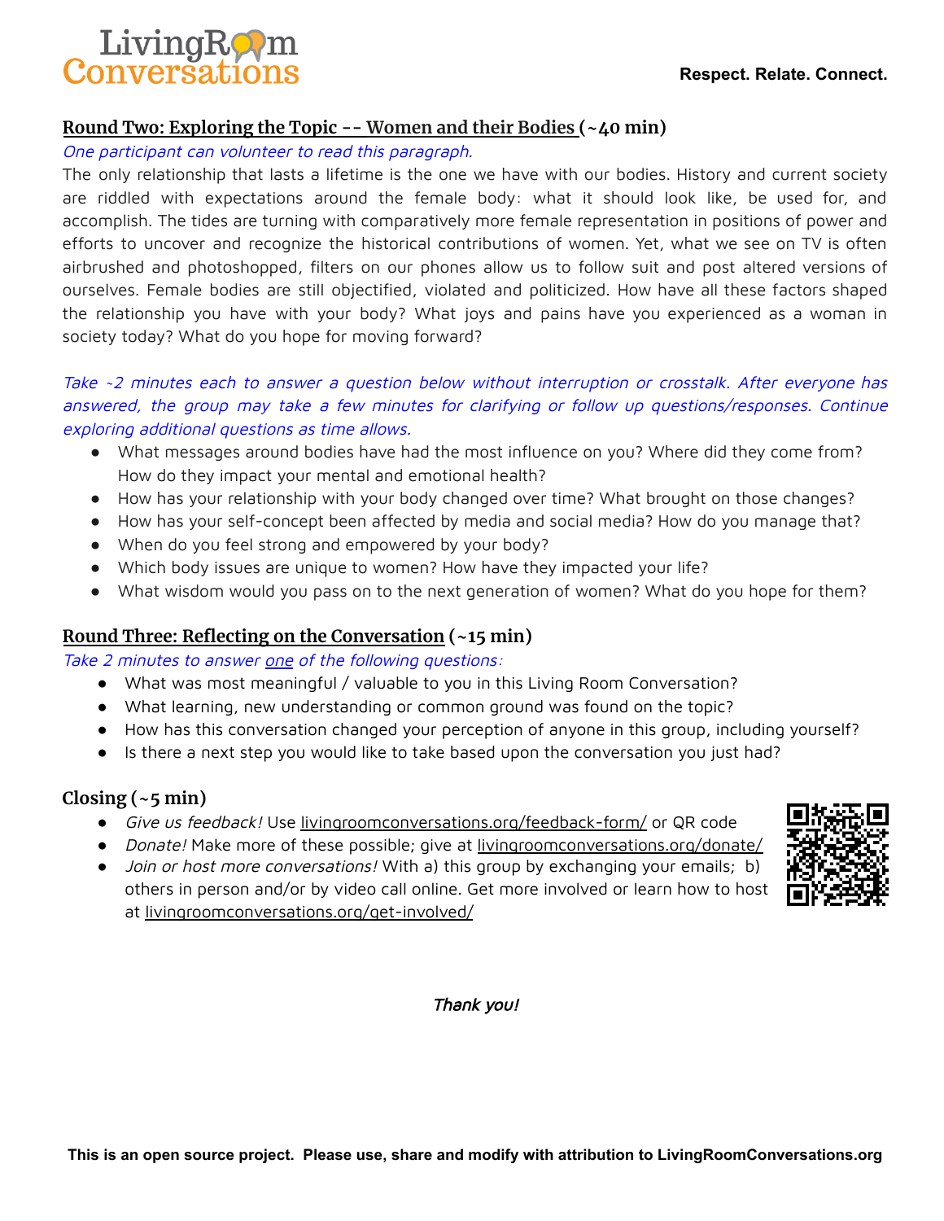## Round Two: Exploring the Topic -- Women and their Bodies (~40 min)

*One participant can volunteer to read this paragraph.*

The only relationship that lasts a lifetime is the one we have with our bodies. History and current society are riddled with expectations around the female body: what it should look like, be used for, and accomplish. The tides are turning with comparatively more female representation in positions of power and efforts to uncover and recognize the historical contributions of women. Yet, what we see on TV is often airbrushed and photoshopped, filters on our phones allow us to follow suit and post altered versions of ourselves. Female bodies are still objectified, violated and politicized. How have all these factors shaped the relationship you have with your body? What joys and pains have you experienced as a woman in society today? What do you hope for moving forward?

*Take ~2 minutes each to answer a question below without interruption or crosstalk. After everyone has answered, the group may take a few minutes for clarifying or follow up questions/responses. Continue exploring additional questions as time allows.*

- What messages around bodies have had the most influence on you? Where did they come from? How do they impact your mental and emotional health?
- How has your relationship with your body changed over time? What brought on those changes?
- How has your self-concept been affected by media and social media? How do you manage that?
- When do you feel strong and empowered by your body?
- Which body issues are unique to women? How have they impacted your life?
- What wisdom would you pass on to the next generation of women? What do you hope for them?

## Round Three: Reflecting on the Conversation (~15 min)

*Take 2 minutes to answer one of the following questions:*

- What was most meaningful / valuable to you in this Living Room Conversation?
- What learning, new understanding or common ground was found on the topic?
- How has this conversation changed your perception of anyone in this group, including yourself?
- Is there a next step you would like to take based upon the conversation you just had?

## Closing (~5 min)

- *Give us feedback!* Use livingroomconversations.org/feedback-form/ or QR code
- *Donate!* Make more of these possible; give at livingroomconversations.org/donate/
- *Join or host more conversations!* With a) this group by exchanging your emails; b) others in person and/or by video call online. Get more involved or learn how to host at livingroomconversations.org/get-involved/

*Thank you!*

**This is an open source project. Please use, share and modify with attribution to LivingRoomConversations.org**